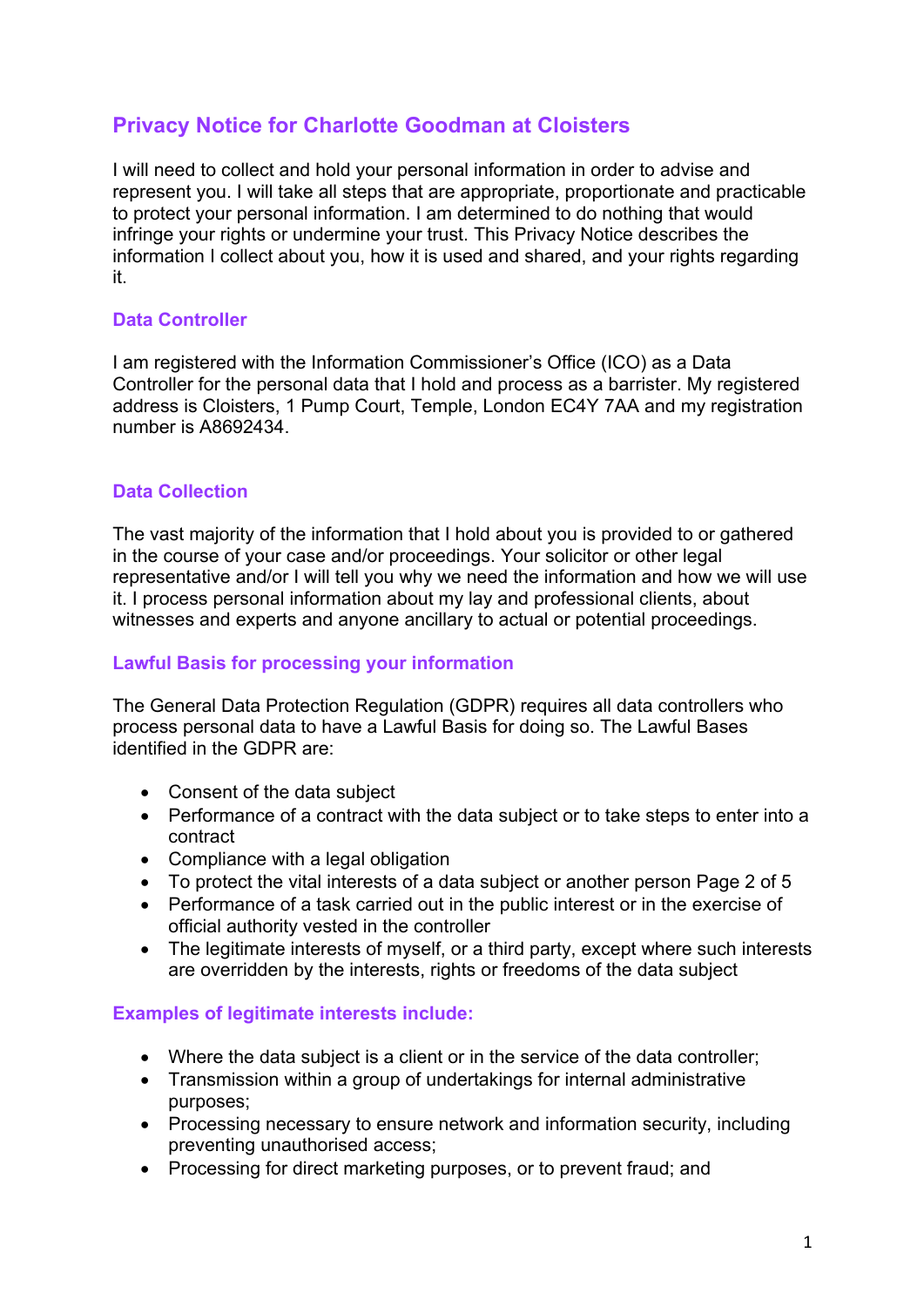# Privacy Notice for Charlotte Goodman at Cloisters

I will need to collect and hold your personal information in order to advise and represent you. I will take all steps that are appropriate, proportionate and practicable to protect your personal information. I am determined to do nothing that would infringe your rights or undermine your trust. This Privacy Notice describes the information I collect about you, how it is used and shared, and your rights regarding it.

## Data Controller

I am registered with the Information Commissioner's Office (ICO) as a Data Controller for the personal data that I hold and process as a barrister. My registered address is Cloisters, 1 Pump Court, Temple, London EC4Y 7AA and my registration number is A8692434.

## Data Collection

The vast majority of the information that I hold about you is provided to or gathered in the course of your case and/or proceedings. Your solicitor or other legal representative and/or I will tell you why we need the information and how we will use it. I process personal information about my lay and professional clients, about witnesses and experts and anyone ancillary to actual or potential proceedings.

## Lawful Basis for processing your information

The General Data Protection Regulation (GDPR) requires all data controllers who process personal data to have a Lawful Basis for doing so. The Lawful Bases identified in the GDPR are:

- Consent of the data subject
- Performance of a contract with the data subject or to take steps to enter into a contract
- Compliance with a legal obligation
- To protect the vital interests of a data subject or another person Page 2 of 5
- Performance of a task carried out in the public interest or in the exercise of official authority vested in the controller
- The legitimate interests of myself, or a third party, except where such interests are overridden by the interests, rights or freedoms of the data subject

## Examples of legitimate interests include:

- Where the data subject is a client or in the service of the data controller;
- Transmission within a group of undertakings for internal administrative purposes;
- Processing necessary to ensure network and information security, including preventing unauthorised access;
- Processing for direct marketing purposes, or to prevent fraud; and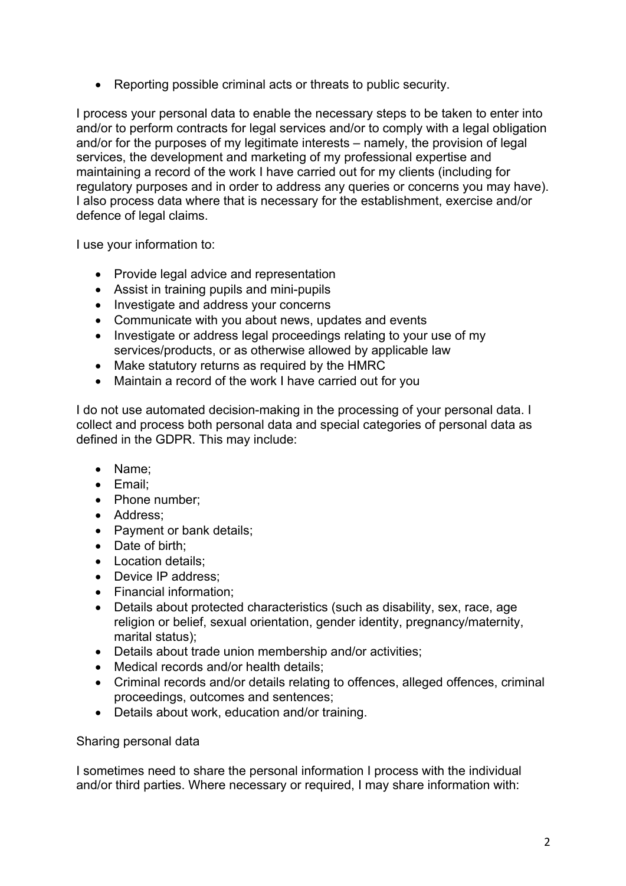- Reporting possible criminal acts or threats to public security.

I process your personal data to enable the necessary steps to be taken to enter into and/or to perform contracts for legal services and/or to comply with a legal obligation and/or for the purposes of my legitimate interests – namely, the provision of legal services, the development and marketing of my professional expertise and maintaining a record of the work I have carried out for my clients (including for regulatory purposes and in order to address any queries or concerns you may have). I also process data where that is necessary for the establishment, exercise and/or defence of legal claims.

I use your information to:

- Provide legal advice and representation
- Assist in training pupils and mini-pupils
- Investigate and address your concerns
- Communicate with you about news, updates and events
- Investigate or address legal proceedings relating to your use of my services/products, or as otherwise allowed by applicable law
- Make statutory returns as required by the HMRC
- Maintain a record of the work I have carried out for you

I do not use automated decision-making in the processing of your personal data. I collect and process both personal data and special categories of personal data as defined in the GDPR. This may include:

- Name;
- Email;
- Phone number;
- Address;
- Payment or bank details;
- Date of birth;
- Location details;
- Device IP address;
- Financial information;
- Details about protected characteristics (such as disability, sex, race, age religion or belief, sexual orientation, gender identity, pregnancy/maternity, marital status);
- Details about trade union membership and/or activities;
- Medical records and/or health details;
- Criminal records and/or details relating to offences, alleged offences, criminal proceedings, outcomes and sentences;
- Details about work, education and/or training.

Sharing personal data

I sometimes need to share the personal information I process with the individual and/or third parties. Where necessary or required, I may share information with: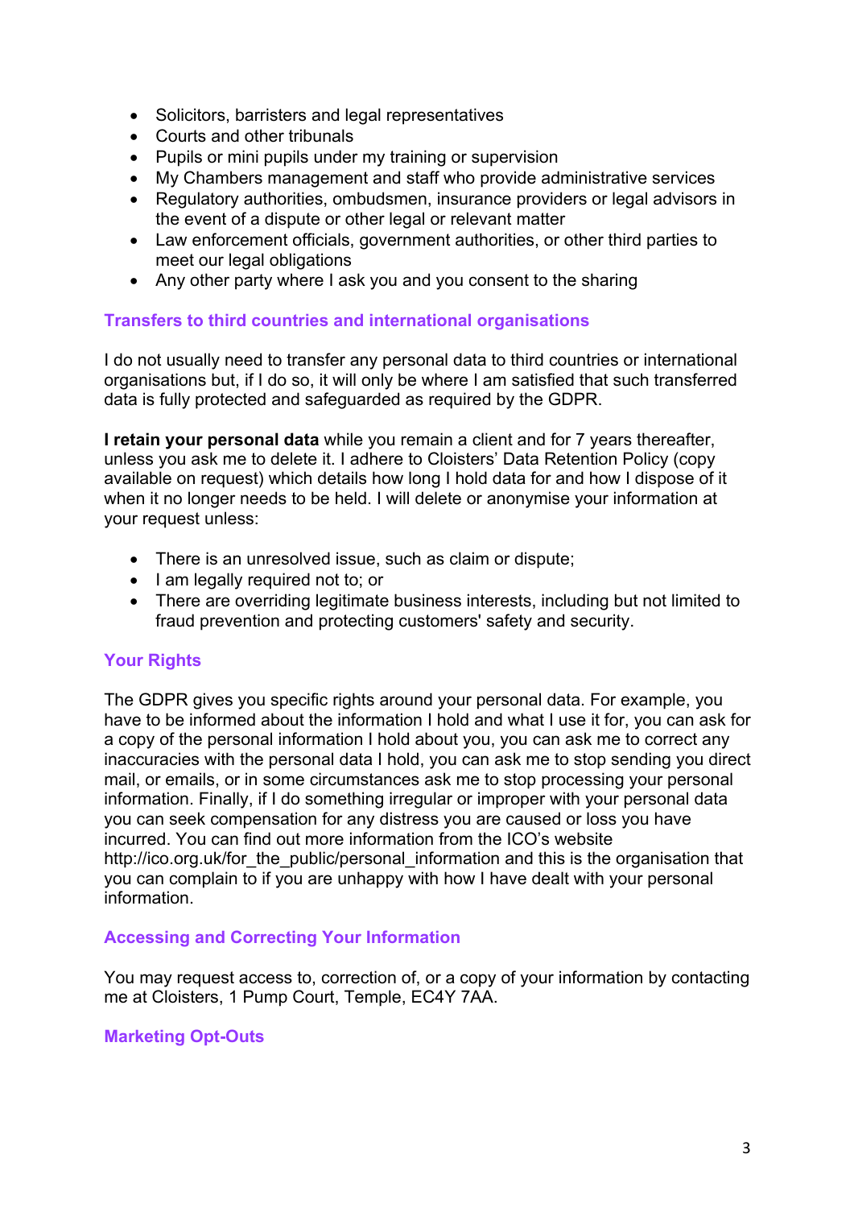- Solicitors, barristers and legal representatives
- Courts and other tribunals
- Pupils or mini pupils under my training or supervision
- My Chambers management and staff who provide administrative services
- Regulatory authorities, ombudsmen, insurance providers or legal advisors in the event of a dispute or other legal or relevant matter
- Law enforcement officials, government authorities, or other third parties to meet our legal obligations
- Any other party where I ask you and you consent to the sharing

## Transfers to third countries and international organisations

I do not usually need to transfer any personal data to third countries or international organisations but, if I do so, it will only be where I am satisfied that such transferred data is fully protected and safeguarded as required by the GDPR.

**I retain your personal data** while you remain a client and for 7 years thereafter, unless you ask me to delete it. I adhere to Cloisters' Data Retention Policy (copy available on request) which details how long I hold data for and how I dispose of it when it no longer needs to be held. I will delete or anonymise your information at your request unless:

- There is an unresolved issue, such as claim or dispute;
- I am legally required not to; or
- There are overriding legitimate business interests, including but not limited to fraud prevention and protecting customers' safety and security.

## Your Rights

The GDPR gives you specific rights around your personal data. For example, you have to be informed about the information I hold and what I use it for, you can ask for a copy of the personal information I hold about you, you can ask me to correct any inaccuracies with the personal data I hold, you can ask me to stop sending you direct mail, or emails, or in some circumstances ask me to stop processing your personal information. Finally, if I do something irregular or improper with your personal data you can seek compensation for any distress you are caused or loss you have incurred. You can find out more information from the ICO's website http://ico.org.uk/for_the_public/personal_information and this is the organisation that you can complain to if you are unhappy with how I have dealt with your personal information.

## Accessing and Correcting Your Information

You may request access to, correction of, or a copy of your information by contacting me at Cloisters, 1 Pump Court, Temple, EC4Y 7AA.

## Marketing Opt-Outs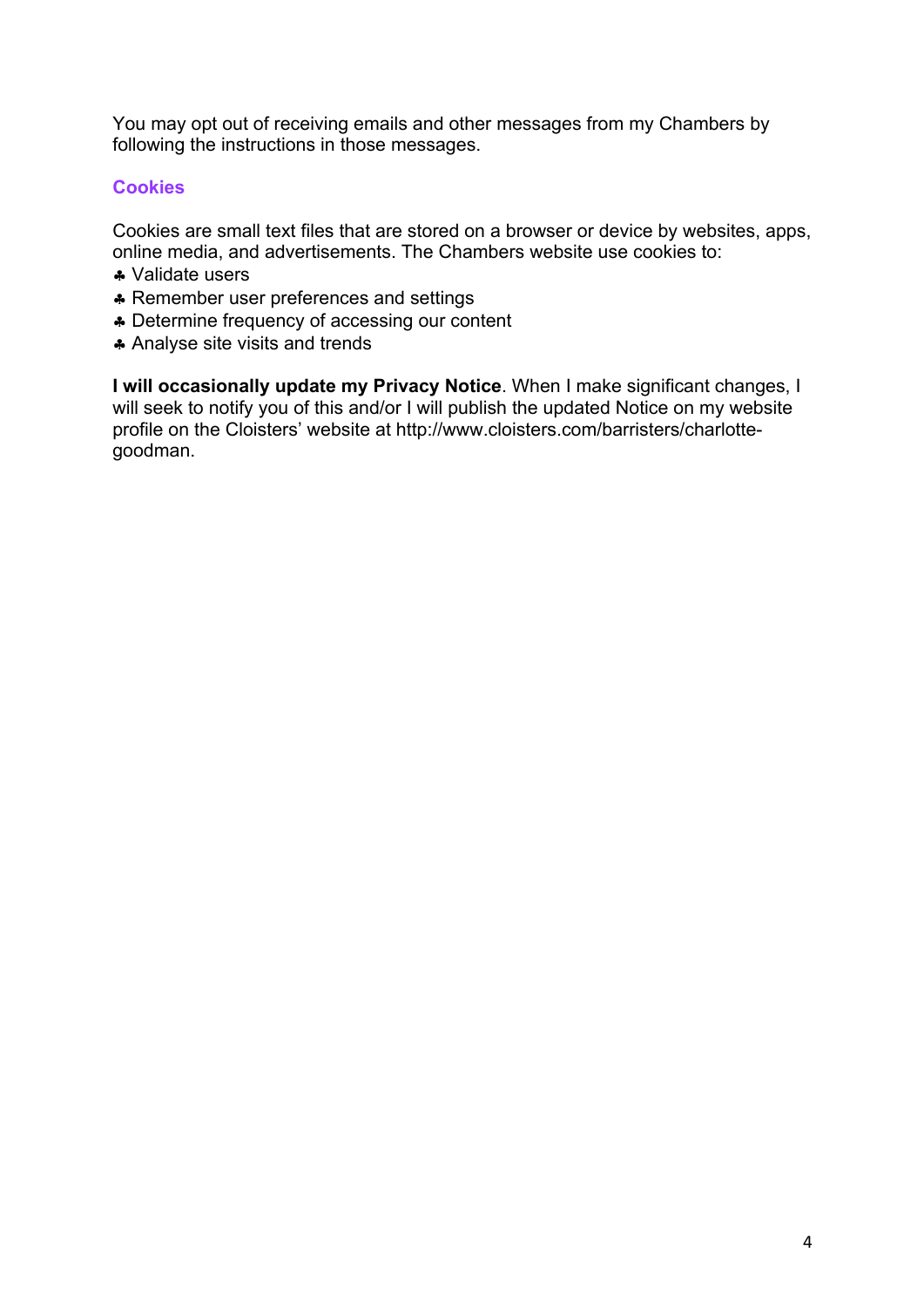You may opt out of receiving emails and other messages from my Chambers by following the instructions in those messages.

## Cookies

Cookies are small text files that are stored on a browser or device by websites, apps, online media, and advertisements. The Chambers website use cookies to:

- Validate users
- Remember user preferences and settings
- Determine frequency of accessing our content
- Analyse site visits and trends

**I will occasionally update my Privacy Notice**. When I make significant changes, I will seek to notify you of this and/or I will publish the updated Notice on my website profile on the Cloisters' website at http://www.cloisters.com/barristers/charlotte-goodman.